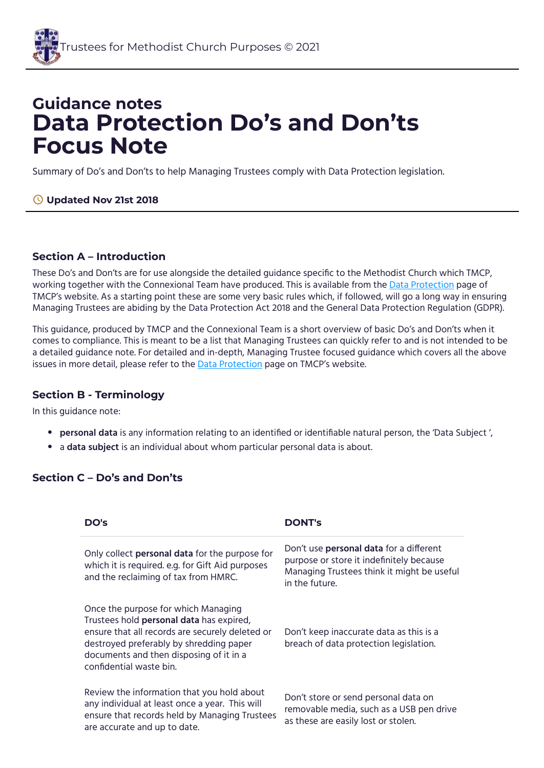Trustees for Methodist Church Purposes © 2021

# Guidance notes
# Data Protection Do's and Don'ts Focus Note

Summary of Do's and Don'ts to help Managing Trustees comply with Data Protection legislation.

**Updated Nov 21st 2018**

## Section A – Introduction

These Do's and Don'ts are for use alongside the detailed guidance specific to the Methodist Church which TMCP, working together with the Connexional Team have produced. This is available from the Data Protection page of TMCP's website. As a starting point these are some very basic rules which, if followed, will go a long way in ensuring Managing Trustees are abiding by the Data Protection Act 2018 and the General Data Protection Regulation (GDPR).

This guidance, produced by TMCP and the Connexional Team is a short overview of basic Do's and Don'ts when it comes to compliance. This is meant to be a list that Managing Trustees can quickly refer to and is not intended to be a detailed guidance note. For detailed and in-depth, Managing Trustee focused guidance which covers all the above issues in more detail, please refer to the Data Protection page on TMCP's website.

## Section B - Terminology

In this guidance note:

- **personal data** is any information relating to an identified or identifiable natural person, the 'Data Subject ',
- a **data subject** is an individual about whom particular personal data is about.

## Section C – Do's and Don'ts

| DO's | DONT's |
|---|---|
| Only collect **personal data** for the purpose for which it is required. e.g. for Gift Aid purposes and the reclaiming of tax from HMRC. | Don't use **personal data** for a different purpose or store it indefinitely because Managing Trustees think it might be useful in the future. |
| Once the purpose for which Managing Trustees hold **personal data** has expired, ensure that all records are securely deleted or destroyed preferably by shredding paper documents and then disposing of it in a confidential waste bin. | Don't keep inaccurate data as this is a breach of data protection legislation. |
| Review the information that you hold about any individual at least once a year. This will ensure that records held by Managing Trustees are accurate and up to date. | Don't store or send personal data on removable media, such as a USB pen drive as these are easily lost or stolen. |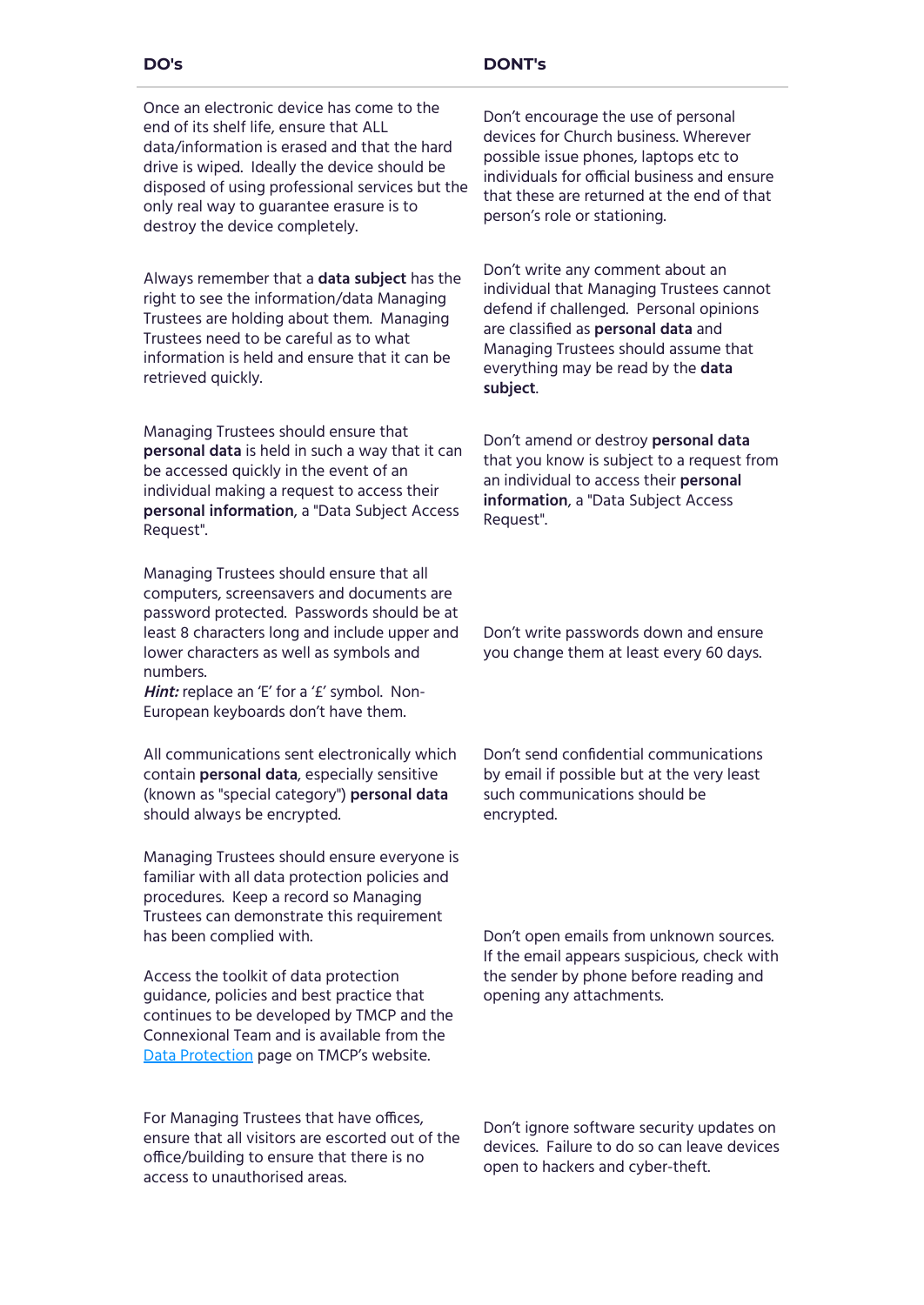| DO's | DONT's |
| --- | --- |
| Once an electronic device has come to the end of its shelf life, ensure that ALL data/information is erased and that the hard drive is wiped. Ideally the device should be disposed of using professional services but the only real way to guarantee erasure is to destroy the device completely. | Don't encourage the use of personal devices for Church business. Wherever possible issue phones, laptops etc to individuals for official business and ensure that these are returned at the end of that person's role or stationing. |
| Always remember that a **data subject** has the right to see the information/data Managing Trustees are holding about them. Managing Trustees need to be careful as to what information is held and ensure that it can be retrieved quickly. | Don't write any comment about an individual that Managing Trustees cannot defend if challenged. Personal opinions are classified as **personal data** and Managing Trustees should assume that everything may be read by the **data subject**. |
| Managing Trustees should ensure that **personal data** is held in such a way that it can be accessed quickly in the event of an individual making a request to access their **personal information**, a "Data Subject Access Request". | Don't amend or destroy **personal data** that you know is subject to a request from an individual to access their **personal information**, a "Data Subject Access Request". |
| Managing Trustees should ensure that all computers, screensavers and documents are password protected. Passwords should be at least 8 characters long and include upper and lower characters as well as symbols and numbers. ***Hint:*** replace an 'E' for a '£' symbol. Non-European keyboards don't have them. | Don't write passwords down and ensure you change them at least every 60 days. |
| All communications sent electronically which contain **personal data**, especially sensitive (known as "special category") **personal data** should always be encrypted. | Don't send confidential communications by email if possible but at the very least such communications should be encrypted. |
| Managing Trustees should ensure everyone is familiar with all data protection policies and procedures. Keep a record so Managing Trustees can demonstrate this requirement has been complied with.<br><br>Access the toolkit of data protection guidance, policies and best practice that continues to be developed by TMCP and the Connexional Team and is available from the [Data Protection](#) page on TMCP's website. | Don't open emails from unknown sources. If the email appears suspicious, check with the sender by phone before reading and opening any attachments. |
| For Managing Trustees that have offices, ensure that all visitors are escorted out of the office/building to ensure that there is no access to unauthorised areas. | Don't ignore software security updates on devices. Failure to do so can leave devices open to hackers and cyber-theft. |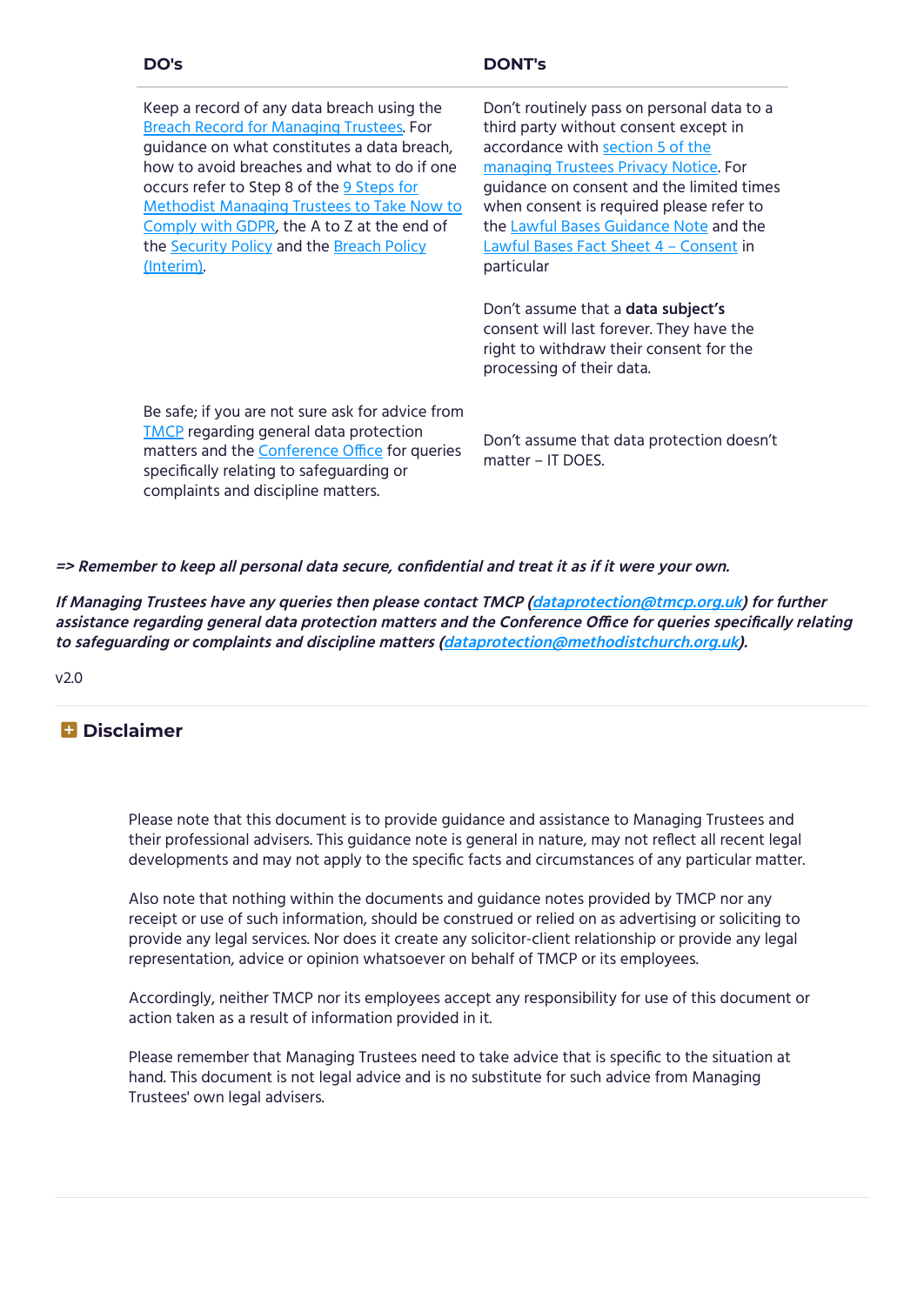| DO's | DONT's |
| --- | --- |
| Keep a record of any data breach using the Breach Record for Managing Trustees. For guidance on what constitutes a data breach, how to avoid breaches and what to do if one occurs refer to Step 8 of the 9 Steps for Methodist Managing Trustees to Take Now to Comply with GDPR, the A to Z at the end of the Security Policy and the Breach Policy (Interim). | Don't routinely pass on personal data to a third party without consent except in accordance with section 5 of the managing Trustees Privacy Notice. For guidance on consent and the limited times when consent is required please refer to the Lawful Bases Guidance Note and the Lawful Bases Fact Sheet 4 – Consent in particular |
| | Don't assume that a **data subject's** consent will last forever. They have the right to withdraw their consent for the processing of their data. |
| Be safe; if you are not sure ask for advice from TMCP regarding general data protection matters and the Conference Office for queries specifically relating to safeguarding or complaints and discipline matters. | Don't assume that data protection doesn't matter – IT DOES. |

***=> Remember to keep all personal data secure, confidential and treat it as if it were your own.***

***If Managing Trustees have any queries then please contact TMCP (dataprotection@tmcp.org.uk) for further assistance regarding general data protection matters and the Conference Office for queries specifically relating to safeguarding or complaints and discipline matters (dataprotection@methodistchurch.org.uk).***

v2.0

## Disclaimer

Please note that this document is to provide guidance and assistance to Managing Trustees and their professional advisers. This guidance note is general in nature, may not reflect all recent legal developments and may not apply to the specific facts and circumstances of any particular matter.

Also note that nothing within the documents and guidance notes provided by TMCP nor any receipt or use of such information, should be construed or relied on as advertising or soliciting to provide any legal services. Nor does it create any solicitor-client relationship or provide any legal representation, advice or opinion whatsoever on behalf of TMCP or its employees.

Accordingly, neither TMCP nor its employees accept any responsibility for use of this document or action taken as a result of information provided in it.

Please remember that Managing Trustees need to take advice that is specific to the situation at hand. This document is not legal advice and is no substitute for such advice from Managing Trustees' own legal advisers.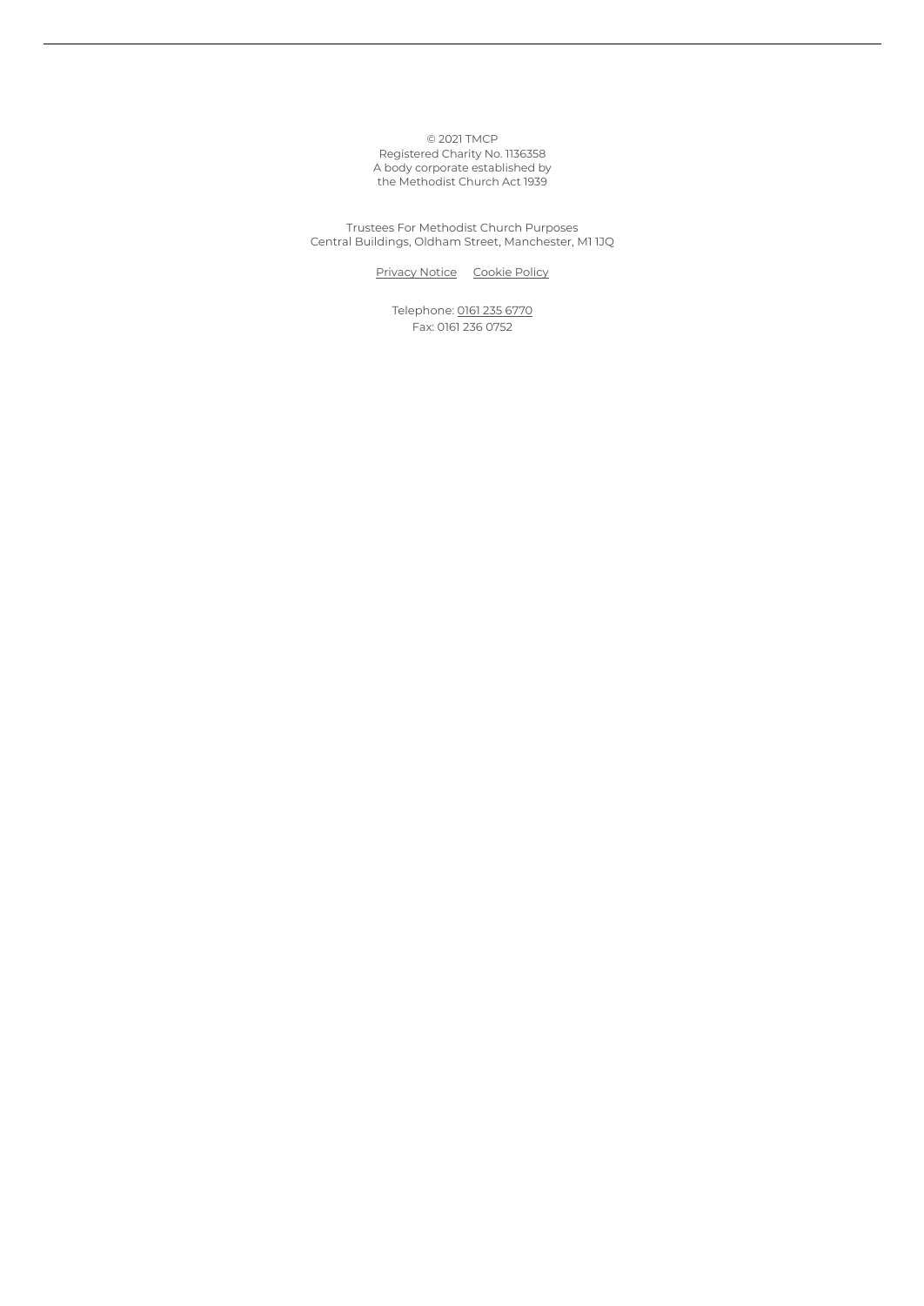© 2021 TMCP
Registered Charity No. 1136358
A body corporate established by
the Methodist Church Act 1939

Trustees For Methodist Church Purposes
Central Buildings, Oldham Street, Manchester, M1 1JQ

Privacy Notice    Cookie Policy

Telephone: 0161 235 6770
Fax: 0161 236 0752